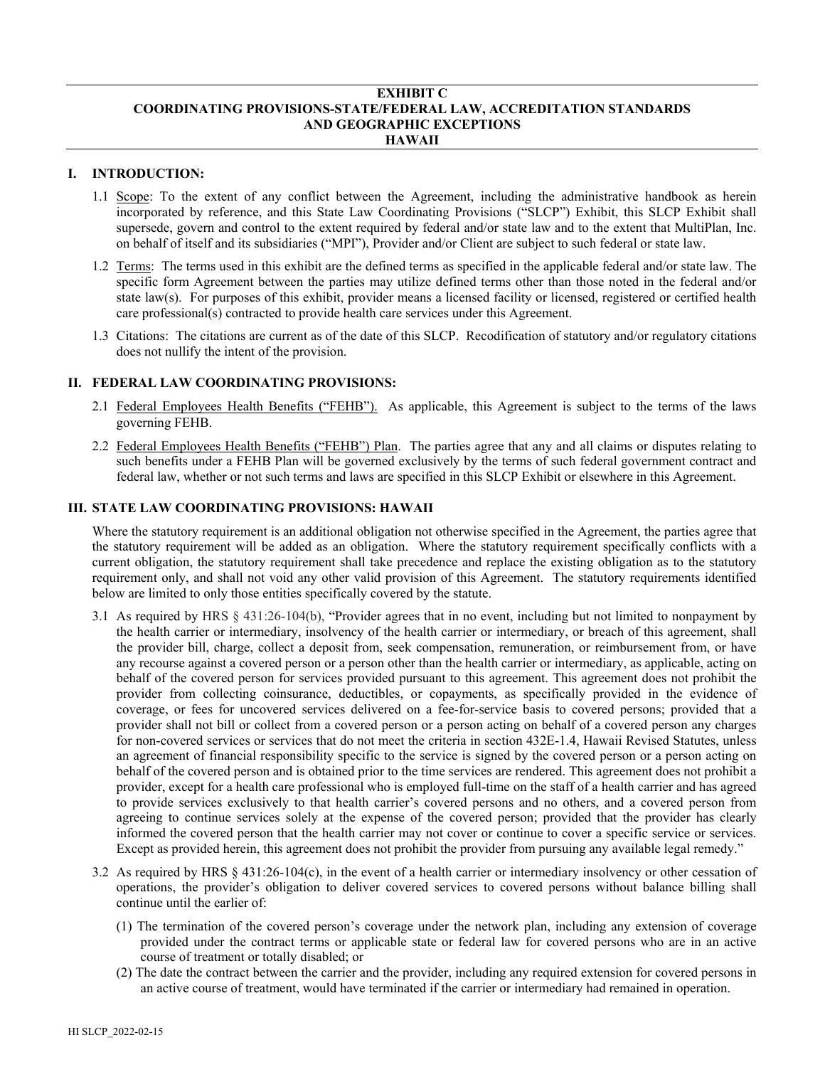# EXHIBIT C
# COORDINATING PROVISIONS-STATE/FEDERAL LAW, ACCREDITATION STANDARDS AND GEOGRAPHIC EXCEPTIONS
# HAWAII

## I. INTRODUCTION:

1.1 Scope: To the extent of any conflict between the Agreement, including the administrative handbook as herein incorporated by reference, and this State Law Coordinating Provisions ("SLCP") Exhibit, this SLCP Exhibit shall supersede, govern and control to the extent required by federal and/or state law and to the extent that MultiPlan, Inc. on behalf of itself and its subsidiaries ("MPI"), Provider and/or Client are subject to such federal or state law.

1.2 Terms: The terms used in this exhibit are the defined terms as specified in the applicable federal and/or state law. The specific form Agreement between the parties may utilize defined terms other than those noted in the federal and/or state law(s). For purposes of this exhibit, provider means a licensed facility or licensed, registered or certified health care professional(s) contracted to provide health care services under this Agreement.

1.3 Citations: The citations are current as of the date of this SLCP. Recodification of statutory and/or regulatory citations does not nullify the intent of the provision.

## II. FEDERAL LAW COORDINATING PROVISIONS:

2.1 Federal Employees Health Benefits ("FEHB"). As applicable, this Agreement is subject to the terms of the laws governing FEHB.

2.2 Federal Employees Health Benefits ("FEHB") Plan. The parties agree that any and all claims or disputes relating to such benefits under a FEHB Plan will be governed exclusively by the terms of such federal government contract and federal law, whether or not such terms and laws are specified in this SLCP Exhibit or elsewhere in this Agreement.

## III. STATE LAW COORDINATING PROVISIONS: HAWAII

Where the statutory requirement is an additional obligation not otherwise specified in the Agreement, the parties agree that the statutory requirement will be added as an obligation. Where the statutory requirement specifically conflicts with a current obligation, the statutory requirement shall take precedence and replace the existing obligation as to the statutory requirement only, and shall not void any other valid provision of this Agreement. The statutory requirements identified below are limited to only those entities specifically covered by the statute.

3.1 As required by HRS § 431:26-104(b), "Provider agrees that in no event, including but not limited to nonpayment by the health carrier or intermediary, insolvency of the health carrier or intermediary, or breach of this agreement, shall the provider bill, charge, collect a deposit from, seek compensation, remuneration, or reimbursement from, or have any recourse against a covered person or a person other than the health carrier or intermediary, as applicable, acting on behalf of the covered person for services provided pursuant to this agreement. This agreement does not prohibit the provider from collecting coinsurance, deductibles, or copayments, as specifically provided in the evidence of coverage, or fees for uncovered services delivered on a fee-for-service basis to covered persons; provided that a provider shall not bill or collect from a covered person or a person acting on behalf of a covered person any charges for non-covered services or services that do not meet the criteria in section 432E-1.4, Hawaii Revised Statutes, unless an agreement of financial responsibility specific to the service is signed by the covered person or a person acting on behalf of the covered person and is obtained prior to the time services are rendered. This agreement does not prohibit a provider, except for a health care professional who is employed full-time on the staff of a health carrier and has agreed to provide services exclusively to that health carrier's covered persons and no others, and a covered person from agreeing to continue services solely at the expense of the covered person; provided that the provider has clearly informed the covered person that the health carrier may not cover or continue to cover a specific service or services. Except as provided herein, this agreement does not prohibit the provider from pursuing any available legal remedy."

3.2 As required by HRS § 431:26-104(c), in the event of a health carrier or intermediary insolvency or other cessation of operations, the provider's obligation to deliver covered services to covered persons without balance billing shall continue until the earlier of:

(1) The termination of the covered person's coverage under the network plan, including any extension of coverage provided under the contract terms or applicable state or federal law for covered persons who are in an active course of treatment or totally disabled; or

(2) The date the contract between the carrier and the provider, including any required extension for covered persons in an active course of treatment, would have terminated if the carrier or intermediary had remained in operation.

HI SLCP_2022-02-15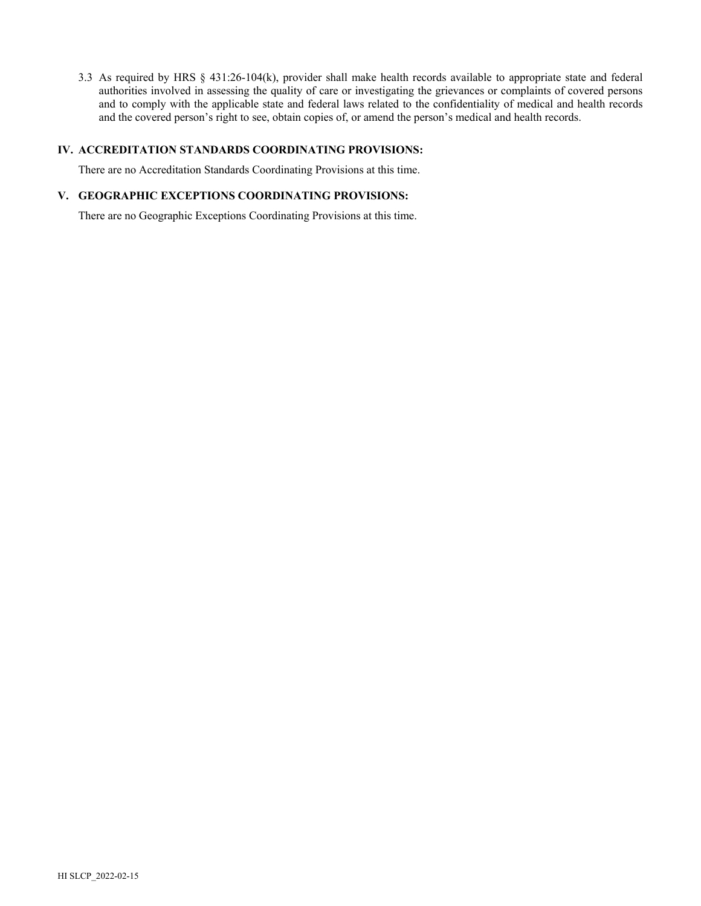3.3 As required by HRS § 431:26-104(k), provider shall make health records available to appropriate state and federal authorities involved in assessing the quality of care or investigating the grievances or complaints of covered persons and to comply with the applicable state and federal laws related to the confidentiality of medical and health records and the covered person's right to see, obtain copies of, or amend the person's medical and health records.

## IV. ACCREDITATION STANDARDS COORDINATING PROVISIONS:

There are no Accreditation Standards Coordinating Provisions at this time.

## V. GEOGRAPHIC EXCEPTIONS COORDINATING PROVISIONS:

There are no Geographic Exceptions Coordinating Provisions at this time.